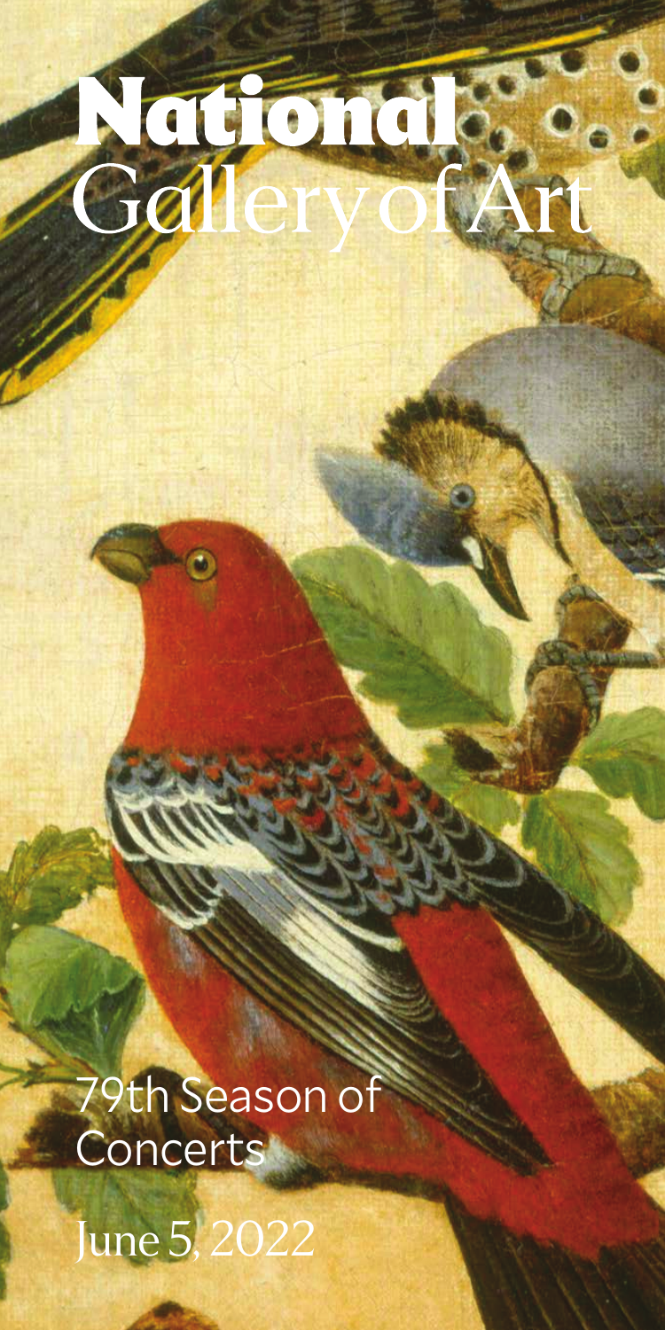# National Gallery of Art

79th Season of Concerts

June 5, 2022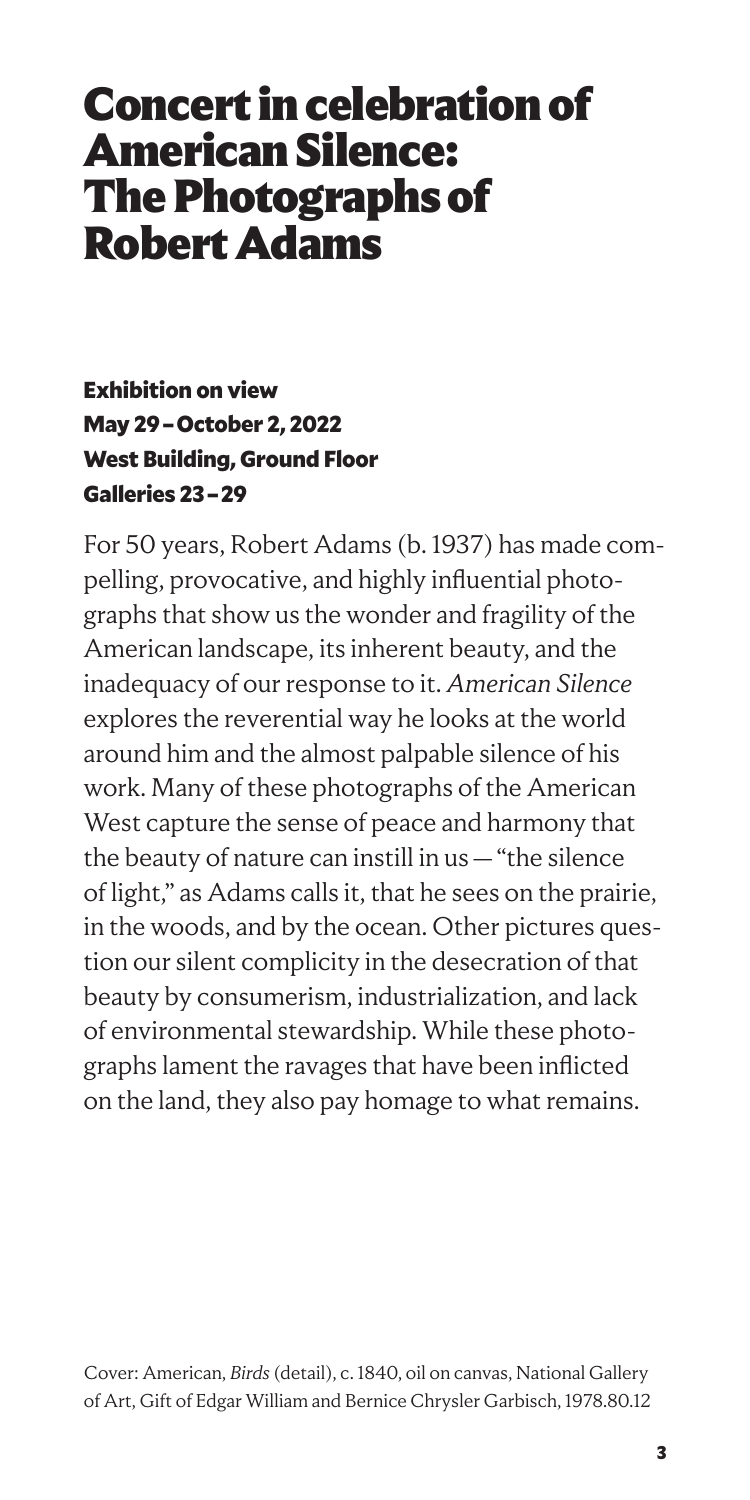# Concert in celebration of American Silence: The Photographs of Robert Adams

**Exhibition on view**
**May 29 – October 2, 2022**
**West Building, Ground Floor**
**Galleries 23 – 29**

For 50 years, Robert Adams (b. 1937) has made compelling, provocative, and highly influential photographs that show us the wonder and fragility of the American landscape, its inherent beauty, and the inadequacy of our response to it. *American Silence* explores the reverential way he looks at the world around him and the almost palpable silence of his work. Many of these photographs of the American West capture the sense of peace and harmony that the beauty of nature can instill in us — "the silence of light," as Adams calls it, that he sees on the prairie, in the woods, and by the ocean. Other pictures question our silent complicity in the desecration of that beauty by consumerism, industrialization, and lack of environmental stewardship. While these photographs lament the ravages that have been inflicted on the land, they also pay homage to what remains.

Cover: American, *Birds* (detail), c. 1840, oil on canvas, National Gallery of Art, Gift of Edgar William and Bernice Chrysler Garbisch, 1978.80.12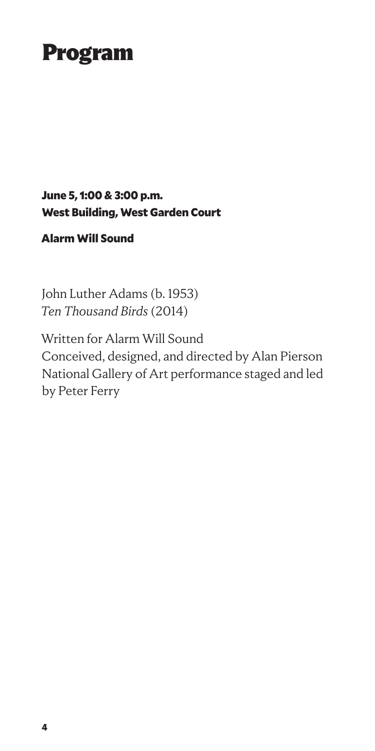# Program

**June 5, 1:00 & 3:00 p.m.**
**West Building, West Garden Court**

**Alarm Will Sound**

John Luther Adams (b. 1953)
*Ten Thousand Birds* (2014)

Written for Alarm Will Sound
Conceived, designed, and directed by Alan Pierson
National Gallery of Art performance staged and led by Peter Ferry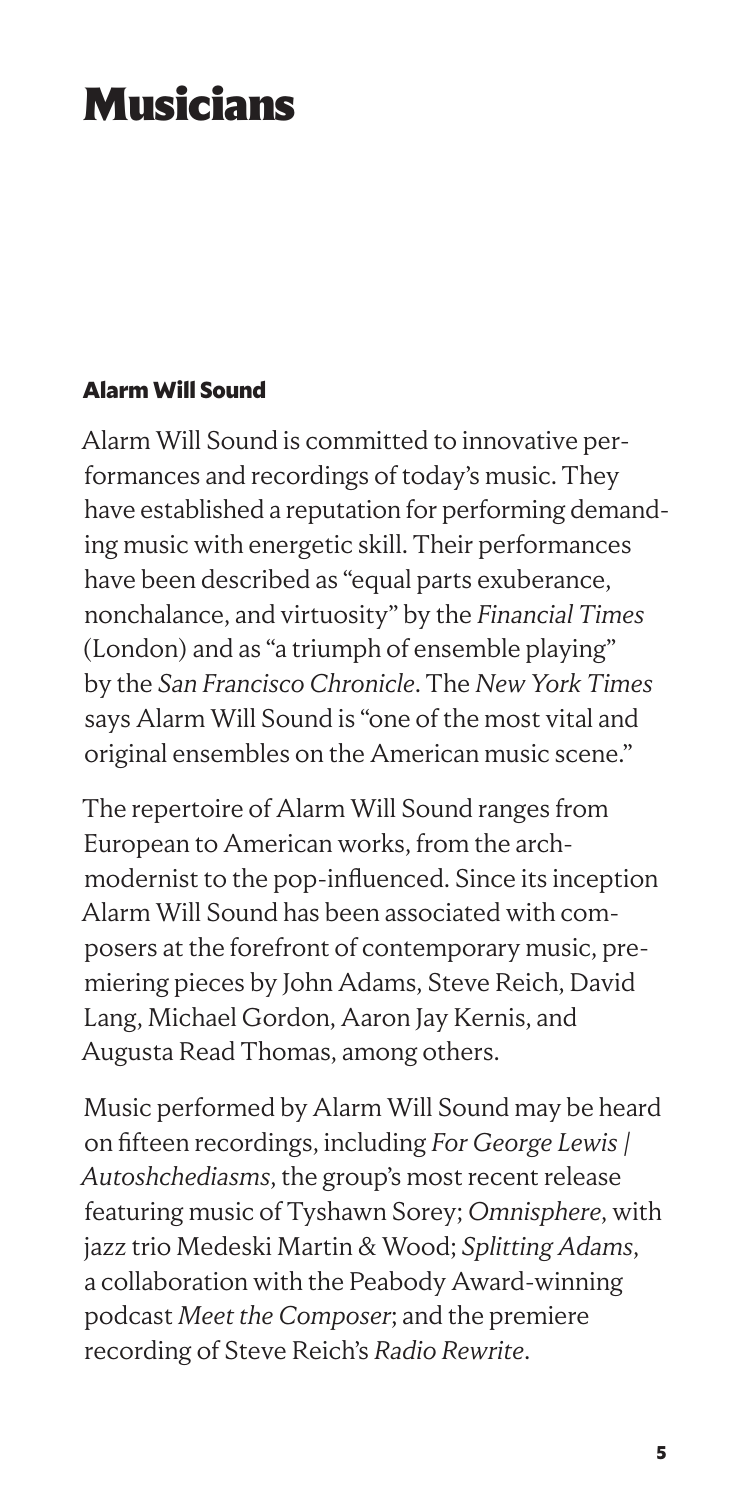# Musicians

### Alarm Will Sound

Alarm Will Sound is committed to innovative performances and recordings of today's music. They have established a reputation for performing demanding music with energetic skill. Their performances have been described as "equal parts exuberance, nonchalance, and virtuosity" by the *Financial Times* (London) and as "a triumph of ensemble playing" by the *San Francisco Chronicle*. The *New York Times* says Alarm Will Sound is "one of the most vital and original ensembles on the American music scene."

The repertoire of Alarm Will Sound ranges from European to American works, from the arch-modernist to the pop-influenced. Since its inception Alarm Will Sound has been associated with composers at the forefront of contemporary music, premiering pieces by John Adams, Steve Reich, David Lang, Michael Gordon, Aaron Jay Kernis, and Augusta Read Thomas, among others.

Music performed by Alarm Will Sound may be heard on fifteen recordings, including *For George Lewis | Autoshchediasms*, the group's most recent release featuring music of Tyshawn Sorey; *Omnisphere*, with jazz trio Medeski Martin & Wood; *Splitting Adams*, a collaboration with the Peabody Award-winning podcast *Meet the Composer*; and the premiere recording of Steve Reich's *Radio Rewrite*.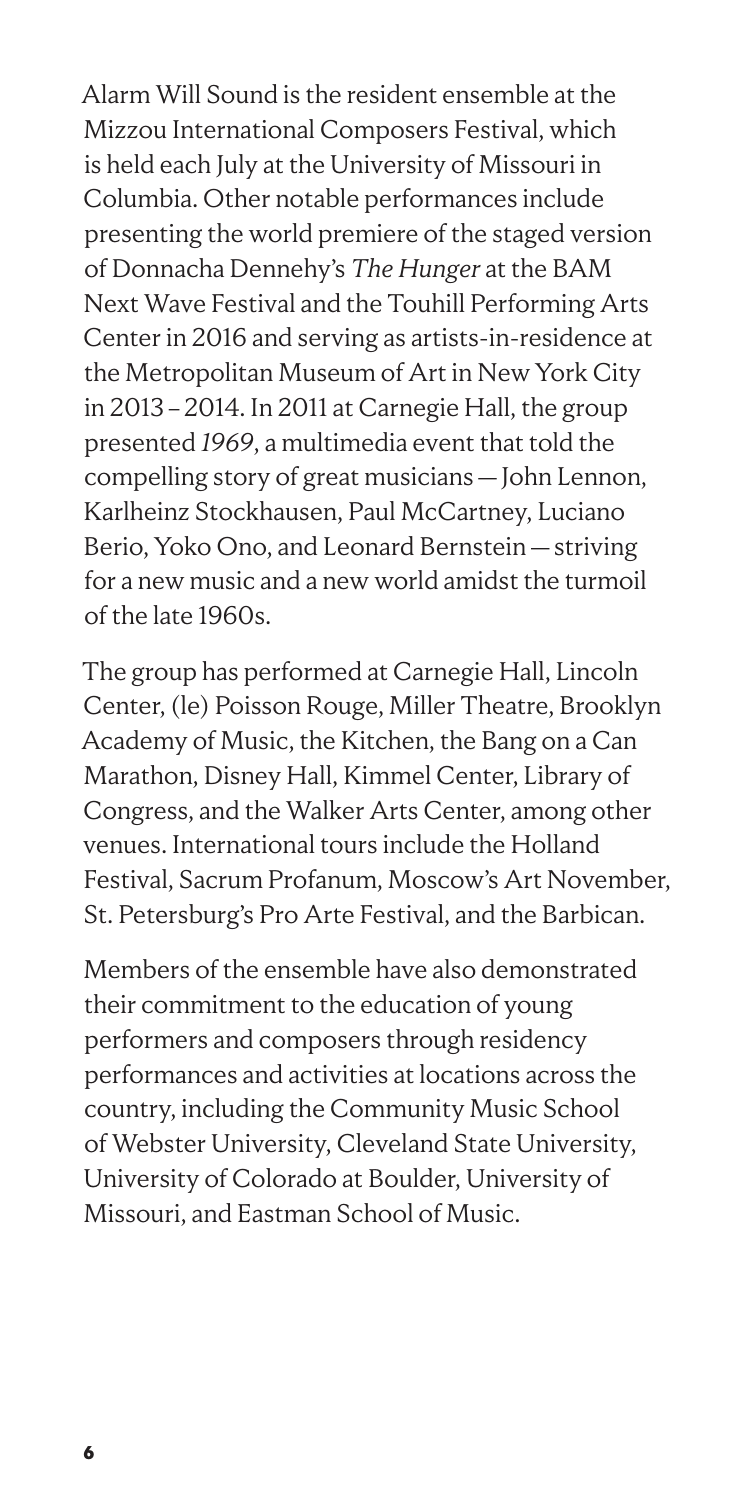Alarm Will Sound is the resident ensemble at the Mizzou International Composers Festival, which is held each July at the University of Missouri in Columbia. Other notable performances include presenting the world premiere of the staged version of Donnacha Dennehy's *The Hunger* at the BAM Next Wave Festival and the Touhill Performing Arts Center in 2016 and serving as artists-in-residence at the Metropolitan Museum of Art in New York City in 2013 – 2014. In 2011 at Carnegie Hall, the group presented *1969*, a multimedia event that told the compelling story of great musicians — John Lennon, Karlheinz Stockhausen, Paul McCartney, Luciano Berio, Yoko Ono, and Leonard Bernstein — striving for a new music and a new world amidst the turmoil of the late 1960s.

The group has performed at Carnegie Hall, Lincoln Center, (le) Poisson Rouge, Miller Theatre, Brooklyn Academy of Music, the Kitchen, the Bang on a Can Marathon, Disney Hall, Kimmel Center, Library of Congress, and the Walker Arts Center, among other venues. International tours include the Holland Festival, Sacrum Profanum, Moscow's Art November, St. Petersburg's Pro Arte Festival, and the Barbican.

Members of the ensemble have also demonstrated their commitment to the education of young performers and composers through residency performances and activities at locations across the country, including the Community Music School of Webster University, Cleveland State University, University of Colorado at Boulder, University of Missouri, and Eastman School of Music.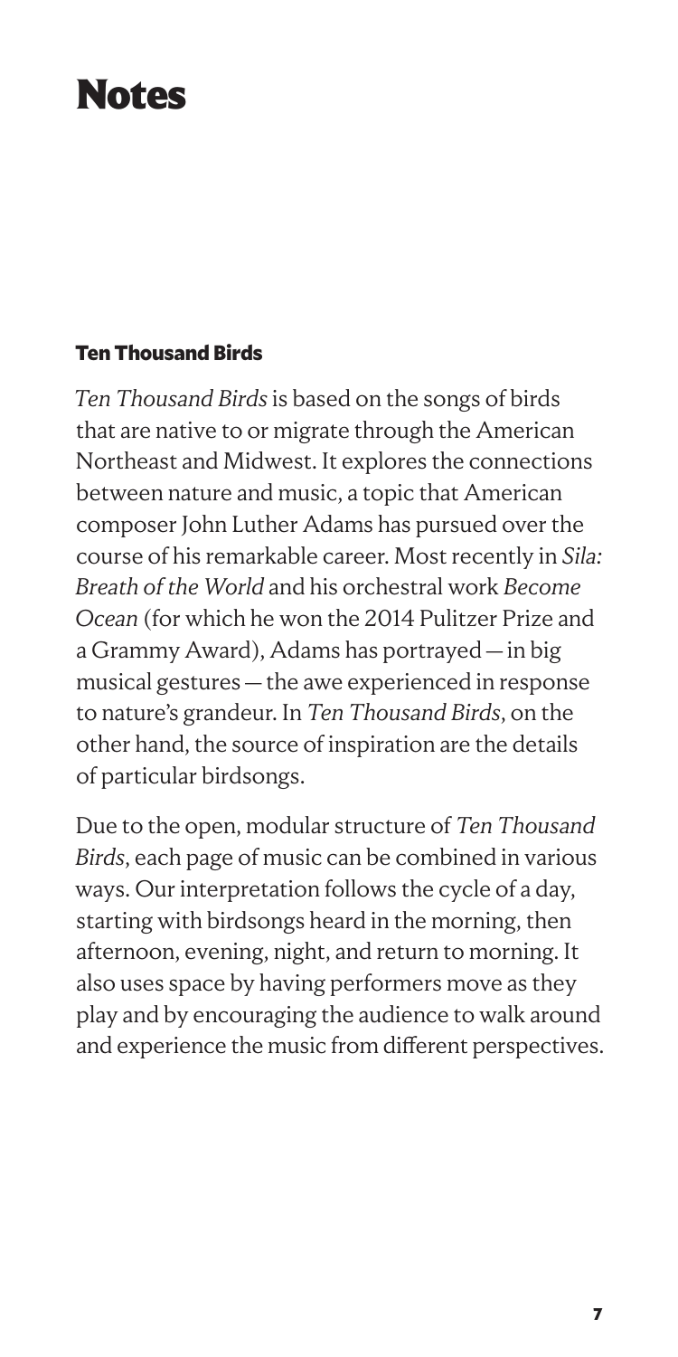# Notes

### Ten Thousand Birds

*Ten Thousand Birds* is based on the songs of birds that are native to or migrate through the American Northeast and Midwest. It explores the connections between nature and music, a topic that American composer John Luther Adams has pursued over the course of his remarkable career. Most recently in *Sila: Breath of the World* and his orchestral work *Become Ocean* (for which he won the 2014 Pulitzer Prize and a Grammy Award), Adams has portrayed — in big musical gestures — the awe experienced in response to nature's grandeur. In *Ten Thousand Birds*, on the other hand, the source of inspiration are the details of particular birdsongs.

Due to the open, modular structure of *Ten Thousand Birds*, each page of music can be combined in various ways. Our interpretation follows the cycle of a day, starting with birdsongs heard in the morning, then afternoon, evening, night, and return to morning. It also uses space by having performers move as they play and by encouraging the audience to walk around and experience the music from different perspectives.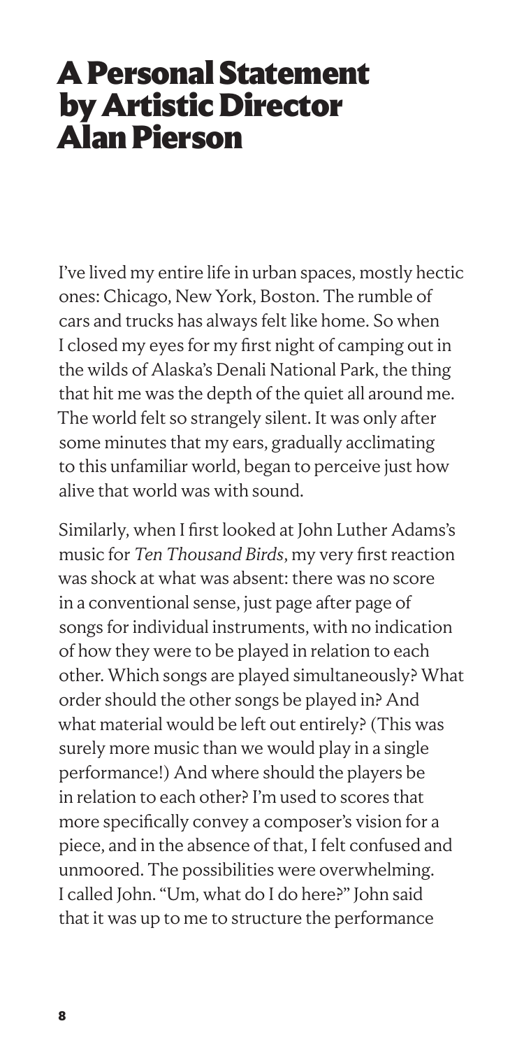# A Personal Statement by Artistic Director Alan Pierson

I've lived my entire life in urban spaces, mostly hectic ones: Chicago, New York, Boston. The rumble of cars and trucks has always felt like home. So when I closed my eyes for my first night of camping out in the wilds of Alaska's Denali National Park, the thing that hit me was the depth of the quiet all around me. The world felt so strangely silent. It was only after some minutes that my ears, gradually acclimating to this unfamiliar world, began to perceive just how alive that world was with sound.

Similarly, when I first looked at John Luther Adams's music for *Ten Thousand Birds*, my very first reaction was shock at what was absent: there was no score in a conventional sense, just page after page of songs for individual instruments, with no indication of how they were to be played in relation to each other. Which songs are played simultaneously? What order should the other songs be played in? And what material would be left out entirely? (This was surely more music than we would play in a single performance!) And where should the players be in relation to each other? I'm used to scores that more specifically convey a composer's vision for a piece, and in the absence of that, I felt confused and unmoored. The possibilities were overwhelming. I called John. "Um, what do I do here?" John said that it was up to me to structure the performance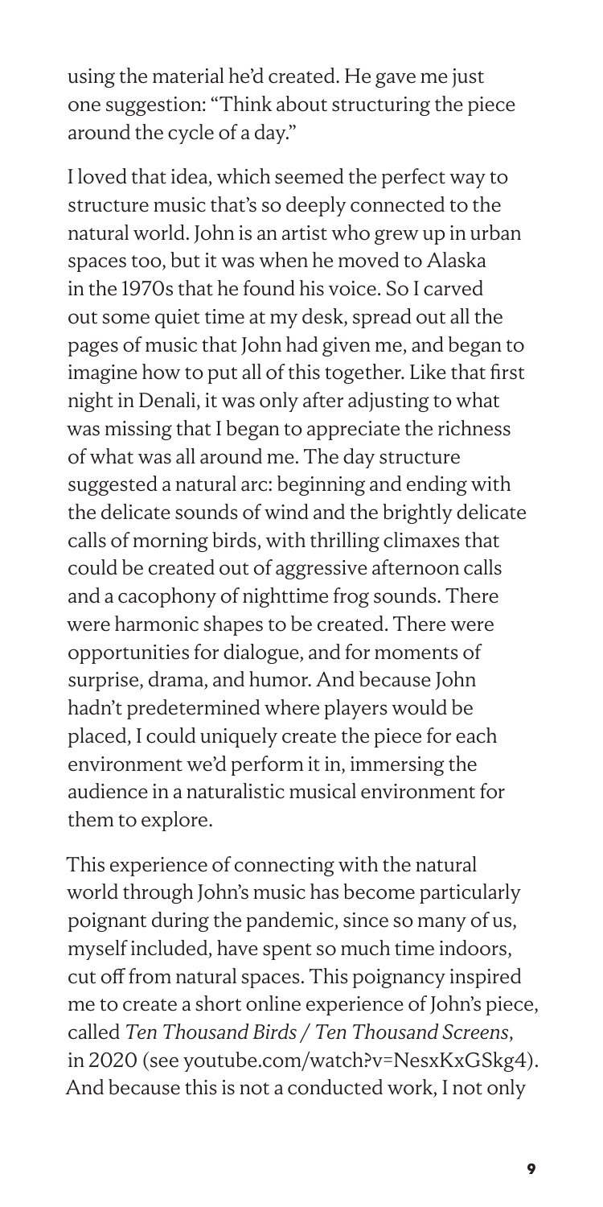using the material he'd created. He gave me just one suggestion: "Think about structuring the piece around the cycle of a day."

I loved that idea, which seemed the perfect way to structure music that's so deeply connected to the natural world. John is an artist who grew up in urban spaces too, but it was when he moved to Alaska in the 1970s that he found his voice. So I carved out some quiet time at my desk, spread out all the pages of music that John had given me, and began to imagine how to put all of this together. Like that first night in Denali, it was only after adjusting to what was missing that I began to appreciate the richness of what was all around me. The day structure suggested a natural arc: beginning and ending with the delicate sounds of wind and the brightly delicate calls of morning birds, with thrilling climaxes that could be created out of aggressive afternoon calls and a cacophony of nighttime frog sounds. There were harmonic shapes to be created. There were opportunities for dialogue, and for moments of surprise, drama, and humor. And because John hadn't predetermined where players would be placed, I could uniquely create the piece for each environment we'd perform it in, immersing the audience in a naturalistic musical environment for them to explore.

This experience of connecting with the natural world through John's music has become particularly poignant during the pandemic, since so many of us, myself included, have spent so much time indoors, cut off from natural spaces. This poignancy inspired me to create a short online experience of John's piece, called *Ten Thousand Birds / Ten Thousand Screens*, in 2020 (see youtube.com/watch?v=NesxKxGSkg4). And because this is not a conducted work, I not only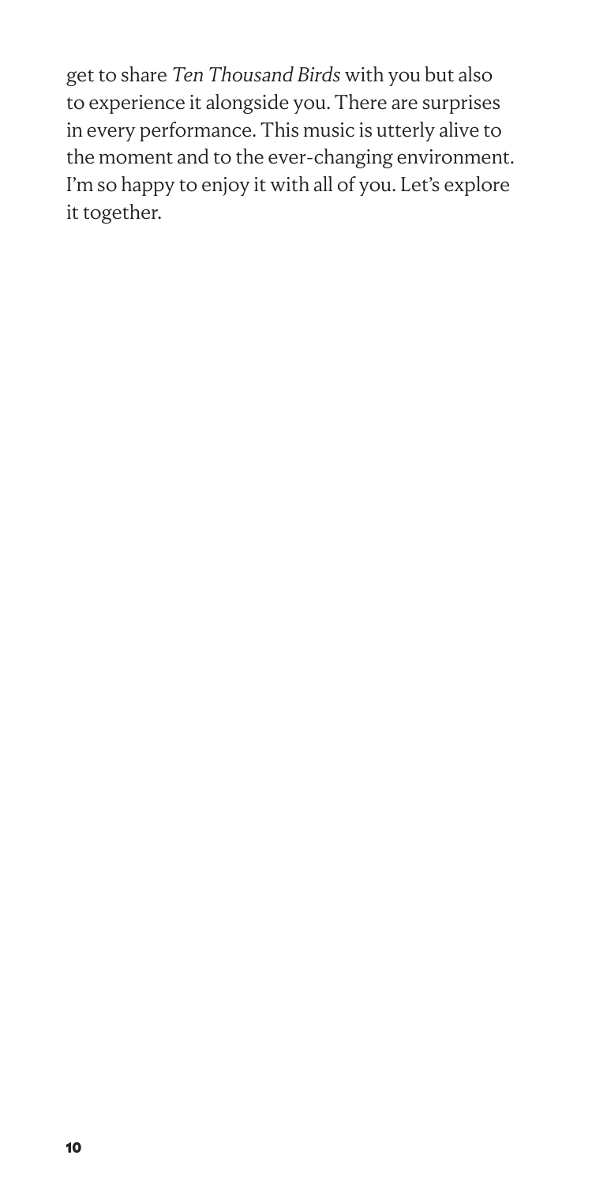get to share *Ten Thousand Birds* with you but also to experience it alongside you. There are surprises in every performance. This music is utterly alive to the moment and to the ever-changing environment. I'm so happy to enjoy it with all of you. Let's explore it together.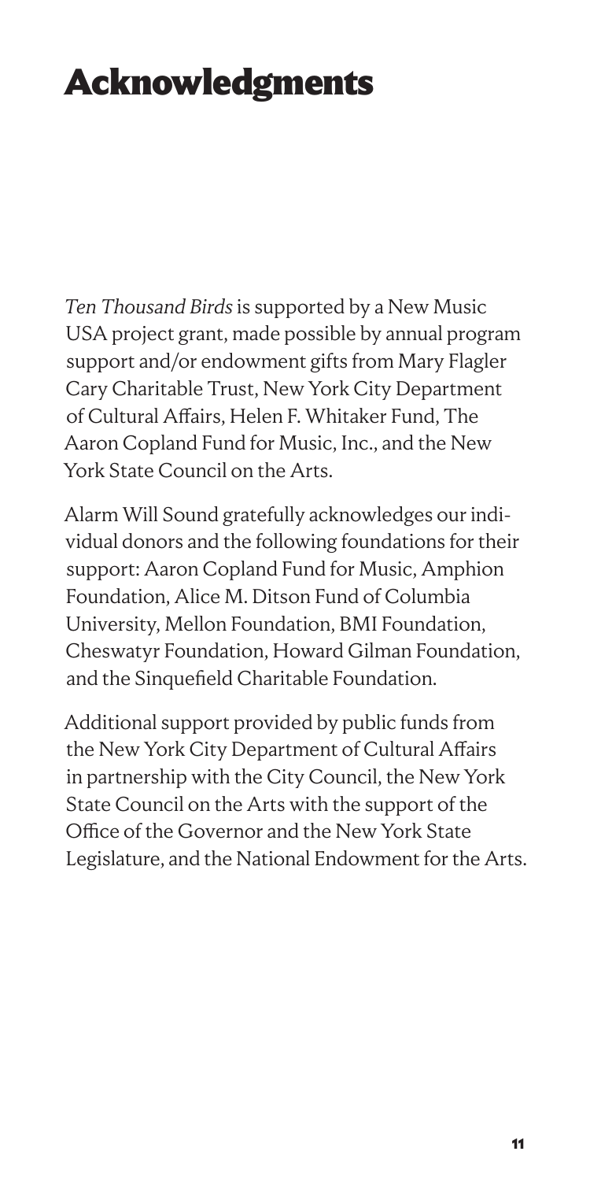# Acknowledgments

*Ten Thousand Birds* is supported by a New Music USA project grant, made possible by annual program support and/or endowment gifts from Mary Flagler Cary Charitable Trust, New York City Department of Cultural Affairs, Helen F. Whitaker Fund, The Aaron Copland Fund for Music, Inc., and the New York State Council on the Arts.

Alarm Will Sound gratefully acknowledges our individual donors and the following foundations for their support: Aaron Copland Fund for Music, Amphion Foundation, Alice M. Ditson Fund of Columbia University, Mellon Foundation, BMI Foundation, Cheswatyr Foundation, Howard Gilman Foundation, and the Sinquefield Charitable Foundation.

Additional support provided by public funds from the New York City Department of Cultural Affairs in partnership with the City Council, the New York State Council on the Arts with the support of the Office of the Governor and the New York State Legislature, and the National Endowment for the Arts.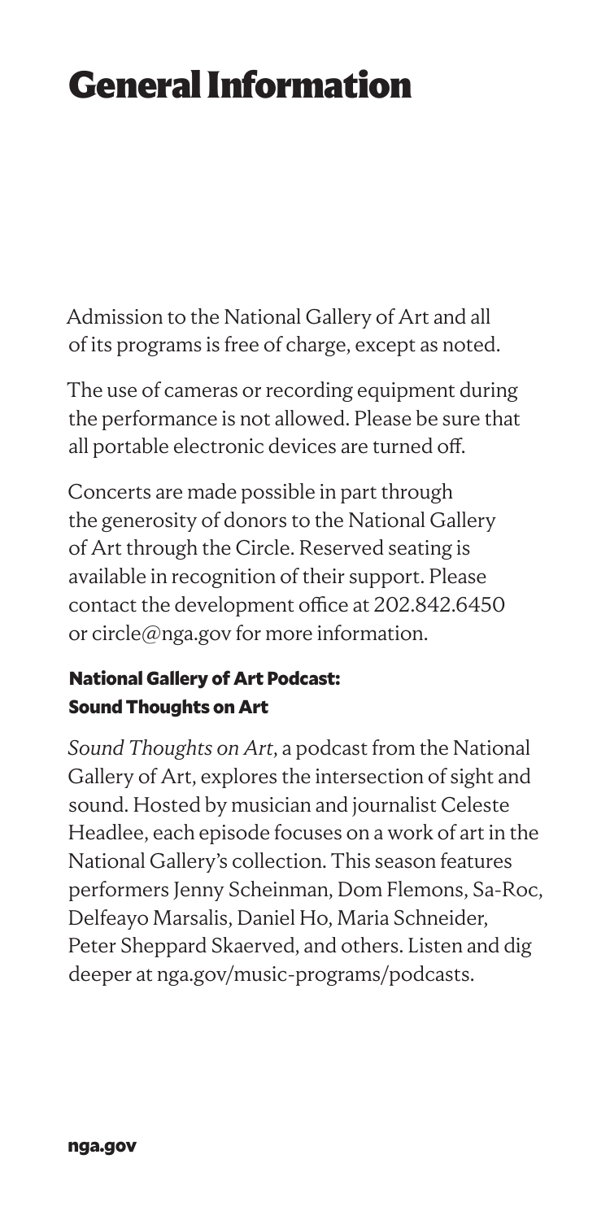# General Information

Admission to the National Gallery of Art and all of its programs is free of charge, except as noted.

The use of cameras or recording equipment during the performance is not allowed. Please be sure that all portable electronic devices are turned off.

Concerts are made possible in part through the generosity of donors to the National Gallery of Art through the Circle. Reserved seating is available in recognition of their support. Please contact the development office at 202.842.6450 or circle@nga.gov for more information.

### National Gallery of Art Podcast: Sound Thoughts on Art

*Sound Thoughts on Art*, a podcast from the National Gallery of Art, explores the intersection of sight and sound. Hosted by musician and journalist Celeste Headlee, each episode focuses on a work of art in the National Gallery's collection. This season features performers Jenny Scheinman, Dom Flemons, Sa-Roc, Delfeayo Marsalis, Daniel Ho, Maria Schneider, Peter Sheppard Skaerved, and others. Listen and dig deeper at nga.gov/music-programs/podcasts.

**nga.gov**